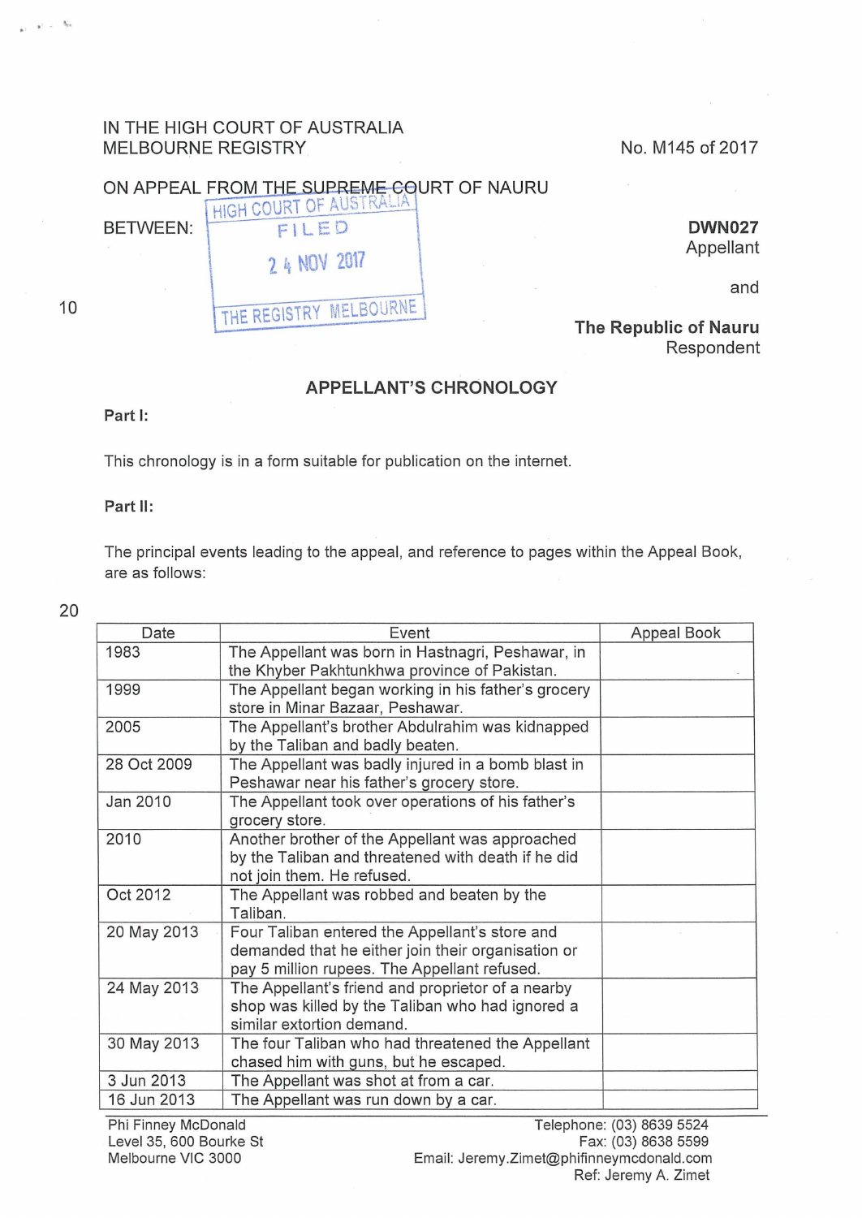IN THE HIGH COURT OF AUSTRALIA
MELBOURNE REGISTRY

No. M145 of 2017

ON APPEAL FROM THE SUPREME COURT OF NAURU

HIGH COURT OF AUSTRALIA
FILED
24 NOV 2017
THE REGISTRY MELBOURNE

BETWEEN:

**DWN027**
Appellant

and

**The Republic of Nauru**
Respondent

## APPELLANT'S CHRONOLOGY

**Part I:**

This chronology is in a form suitable for publication on the internet.

**Part II:**

The principal events leading to the appeal, and reference to pages within the Appeal Book, are as follows:

| Date | Event | Appeal Book |
|---|---|---|
| 1983 | The Appellant was born in Hastnagri, Peshawar, in the Khyber Pakhtunkhwa province of Pakistan. | |
| 1999 | The Appellant began working in his father's grocery store in Minar Bazaar, Peshawar. | |
| 2005 | The Appellant's brother Abdulrahim was kidnapped by the Taliban and badly beaten. | |
| 28 Oct 2009 | The Appellant was badly injured in a bomb blast in Peshawar near his father's grocery store. | |
| Jan 2010 | The Appellant took over operations of his father's grocery store. | |
| 2010 | Another brother of the Appellant was approached by the Taliban and threatened with death if he did not join them. He refused. | |
| Oct 2012 | The Appellant was robbed and beaten by the Taliban. | |
| 20 May 2013 | Four Taliban entered the Appellant's store and demanded that he either join their organisation or pay 5 million rupees. The Appellant refused. | |
| 24 May 2013 | The Appellant's friend and proprietor of a nearby shop was killed by the Taliban who had ignored a similar extortion demand. | |
| 30 May 2013 | The four Taliban who had threatened the Appellant chased him with guns, but he escaped. | |
| 3 Jun 2013 | The Appellant was shot at from a car. | |
| 16 Jun 2013 | The Appellant was run down by a car. | |

Phi Finney McDonald
Level 35, 600 Bourke St
Melbourne VIC 3000

Telephone: (03) 8639 5524
Fax: (03) 8638 5599
Email: Jeremy.Zimet@phifinneymcdonald.com
Ref: Jeremy A. Zimet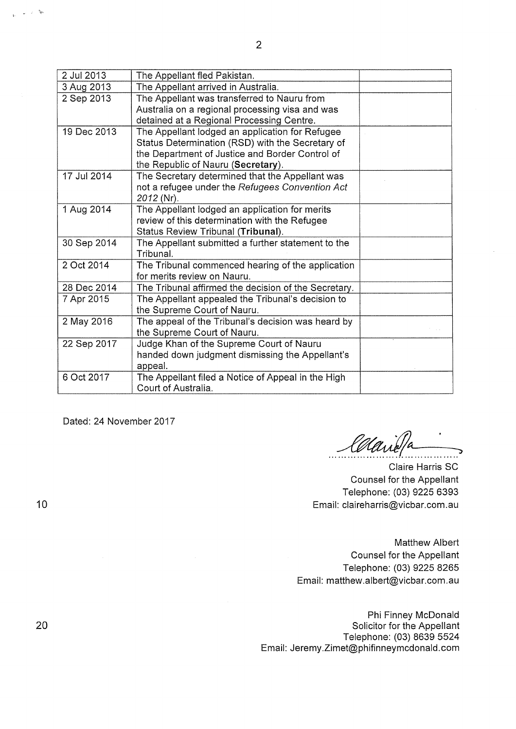| | | |
|---|---|---|
| 2 Jul 2013 | The Appellant fled Pakistan. | |
| 3 Aug 2013 | The Appellant arrived in Australia. | |
| 2 Sep 2013 | The Appellant was transferred to Nauru from Australia on a regional processing visa and was detained at a Regional Processing Centre. | |
| 19 Dec 2013 | The Appellant lodged an application for Refugee Status Determination (RSD) with the Secretary of the Department of Justice and Border Control of the Republic of Nauru (**Secretary**). | |
| 17 Jul 2014 | The Secretary determined that the Appellant was not a refugee under the *Refugees Convention Act 2012* (Nr). | |
| 1 Aug 2014 | The Appellant lodged an application for merits review of this determination with the Refugee Status Review Tribunal (**Tribunal**). | |
| 30 Sep 2014 | The Appellant submitted a further statement to the Tribunal. | |
| 2 Oct 2014 | The Tribunal commenced hearing of the application for merits review on Nauru. | |
| 28 Dec 2014 | The Tribunal affirmed the decision of the Secretary. | |
| 7 Apr 2015 | The Appellant appealed the Tribunal's decision to the Supreme Court of Nauru. | |
| 2 May 2016 | The appeal of the Tribunal's decision was heard by the Supreme Court of Nauru. | |
| 22 Sep 2017 | Judge Khan of the Supreme Court of Nauru handed down judgment dismissing the Appellant's appeal. | |
| 6 Oct 2017 | The Appellant filed a Notice of Appeal in the High Court of Australia. | |

Dated: 24 November 2017

Claire Harris SC
Counsel for the Appellant
Telephone: (03) 9225 6393
Email: claireharris@vicbar.com.au

Matthew Albert
Counsel for the Appellant
Telephone: (03) 9225 8265
Email: matthew.albert@vicbar.com.au

Phi Finney McDonald
Solicitor for the Appellant
Telephone: (03) 8639 5524
Email: Jeremy.Zimet@phifinneymcdonald.com